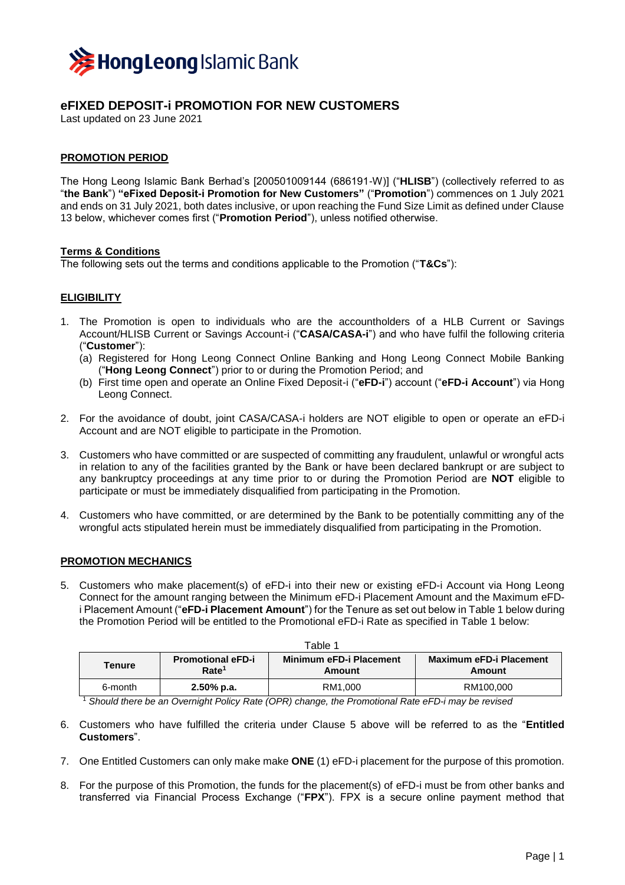Hong Leong Islamic Bank

# eFIXED DEPOSIT-i PROMOTION FOR NEW CUSTOMERS

Last updated on 23 June 2021

## PROMOTION PERIOD

The Hong Leong Islamic Bank Berhad's [200501009144 (686191-W)] ("**HLISB**") (collectively referred to as "**the Bank**") **"eFixed Deposit-i Promotion for New Customers"** ("**Promotion**") commences on 1 July 2021 and ends on 31 July 2021, both dates inclusive, or upon reaching the Fund Size Limit as defined under Clause 13 below, whichever comes first ("**Promotion Period**"), unless notified otherwise.

## Terms & Conditions

The following sets out the terms and conditions applicable to the Promotion ("**T&Cs**"):

## ELIGIBILITY

1. The Promotion is open to individuals who are the accountholders of a HLB Current or Savings Account/HLISB Current or Savings Account-i ("**CASA/CASA-i**") and who have fulfil the following criteria ("**Customer**"):
   (a) Registered for Hong Leong Connect Online Banking and Hong Leong Connect Mobile Banking ("**Hong Leong Connect**") prior to or during the Promotion Period; and
   (b) First time open and operate an Online Fixed Deposit-i ("**eFD-i**") account ("**eFD-i Account**") via Hong Leong Connect.

2. For the avoidance of doubt, joint CASA/CASA-i holders are NOT eligible to open or operate an eFD-i Account and are NOT eligible to participate in the Promotion.

3. Customers who have committed or are suspected of committing any fraudulent, unlawful or wrongful acts in relation to any of the facilities granted by the Bank or have been declared bankrupt or are subject to any bankruptcy proceedings at any time prior to or during the Promotion Period are **NOT** eligible to participate or must be immediately disqualified from participating in the Promotion.

4. Customers who have committed, or are determined by the Bank to be potentially committing any of the wrongful acts stipulated herein must be immediately disqualified from participating in the Promotion.

## PROMOTION MECHANICS

5. Customers who make placement(s) of eFD-i into their new or existing eFD-i Account via Hong Leong Connect for the amount ranging between the Minimum eFD-i Placement Amount and the Maximum eFD-i Placement Amount ("**eFD-i Placement Amount**") for the Tenure as set out below in Table 1 below during the Promotion Period will be entitled to the Promotional eFD-i Rate as specified in Table 1 below:

Table 1

| Tenure | Promotional eFD-i Rate[1] | Minimum eFD-i Placement Amount | Maximum eFD-i Placement Amount |
|---|---|---|---|
| 6-month | **2.50% p.a.** | RM1,000 | RM100,000 |

[1] *Should there be an Overnight Policy Rate (OPR) change, the Promotional Rate eFD-i may be revised*

6. Customers who have fulfilled the criteria under Clause 5 above will be referred to as the "**Entitled Customers**".

7. One Entitled Customers can only make make **ONE** (1) eFD-i placement for the purpose of this promotion.

8. For the purpose of this Promotion, the funds for the placement(s) of eFD-i must be from other banks and transferred via Financial Process Exchange ("**FPX**"). FPX is a secure online payment method that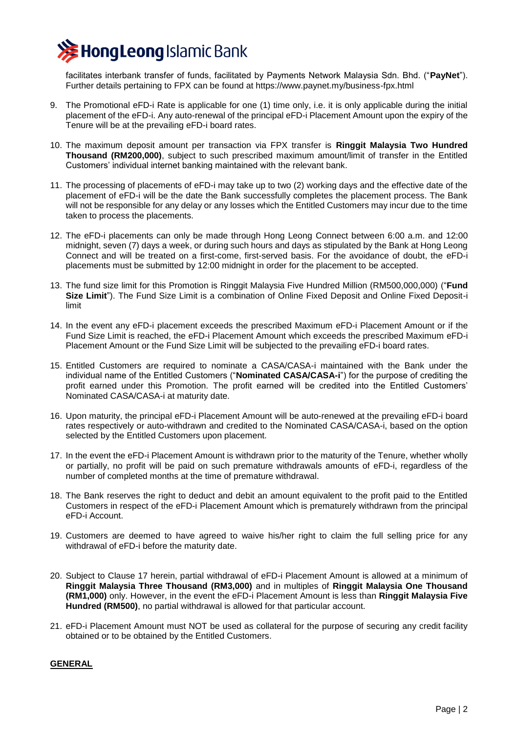facilitates interbank transfer of funds, facilitated by Payments Network Malaysia Sdn. Bhd. ("**PayNet**"). Further details pertaining to FPX can be found at https://www.paynet.my/business-fpx.html

9. The Promotional eFD-i Rate is applicable for one (1) time only, i.e. it is only applicable during the initial placement of the eFD-i. Any auto-renewal of the principal eFD-i Placement Amount upon the expiry of the Tenure will be at the prevailing eFD-i board rates.

10. The maximum deposit amount per transaction via FPX transfer is **Ringgit Malaysia Two Hundred Thousand (RM200,000)**, subject to such prescribed maximum amount/limit of transfer in the Entitled Customers' individual internet banking maintained with the relevant bank.

11. The processing of placements of eFD-i may take up to two (2) working days and the effective date of the placement of eFD-i will be the date the Bank successfully completes the placement process. The Bank will not be responsible for any delay or any losses which the Entitled Customers may incur due to the time taken to process the placements.

12. The eFD-i placements can only be made through Hong Leong Connect between 6:00 a.m. and 12:00 midnight, seven (7) days a week, or during such hours and days as stipulated by the Bank at Hong Leong Connect and will be treated on a first-come, first-served basis. For the avoidance of doubt, the eFD-i placements must be submitted by 12:00 midnight in order for the placement to be accepted.

13. The fund size limit for this Promotion is Ringgit Malaysia Five Hundred Million (RM500,000,000) ("**Fund Size Limit**"). The Fund Size Limit is a combination of Online Fixed Deposit and Online Fixed Deposit-i limit

14. In the event any eFD-i placement exceeds the prescribed Maximum eFD-i Placement Amount or if the Fund Size Limit is reached, the eFD-i Placement Amount which exceeds the prescribed Maximum eFD-i Placement Amount or the Fund Size Limit will be subjected to the prevailing eFD-i board rates.

15. Entitled Customers are required to nominate a CASA/CASA-i maintained with the Bank under the individual name of the Entitled Customers ("**Nominated CASA/CASA-i**") for the purpose of crediting the profit earned under this Promotion. The profit earned will be credited into the Entitled Customers' Nominated CASA/CASA-i at maturity date.

16. Upon maturity, the principal eFD-i Placement Amount will be auto-renewed at the prevailing eFD-i board rates respectively or auto-withdrawn and credited to the Nominated CASA/CASA-i, based on the option selected by the Entitled Customers upon placement.

17. In the event the eFD-i Placement Amount is withdrawn prior to the maturity of the Tenure, whether wholly or partially, no profit will be paid on such premature withdrawals amounts of eFD-i, regardless of the number of completed months at the time of premature withdrawal.

18. The Bank reserves the right to deduct and debit an amount equivalent to the profit paid to the Entitled Customers in respect of the eFD-i Placement Amount which is prematurely withdrawn from the principal eFD-i Account.

19. Customers are deemed to have agreed to waive his/her right to claim the full selling price for any withdrawal of eFD-i before the maturity date.

20. Subject to Clause 17 herein, partial withdrawal of eFD-i Placement Amount is allowed at a minimum of **Ringgit Malaysia Three Thousand (RM3,000)** and in multiples of **Ringgit Malaysia One Thousand (RM1,000)** only. However, in the event the eFD-i Placement Amount is less than **Ringgit Malaysia Five Hundred (RM500)**, no partial withdrawal is allowed for that particular account.

21. eFD-i Placement Amount must NOT be used as collateral for the purpose of securing any credit facility obtained or to be obtained by the Entitled Customers.

**GENERAL**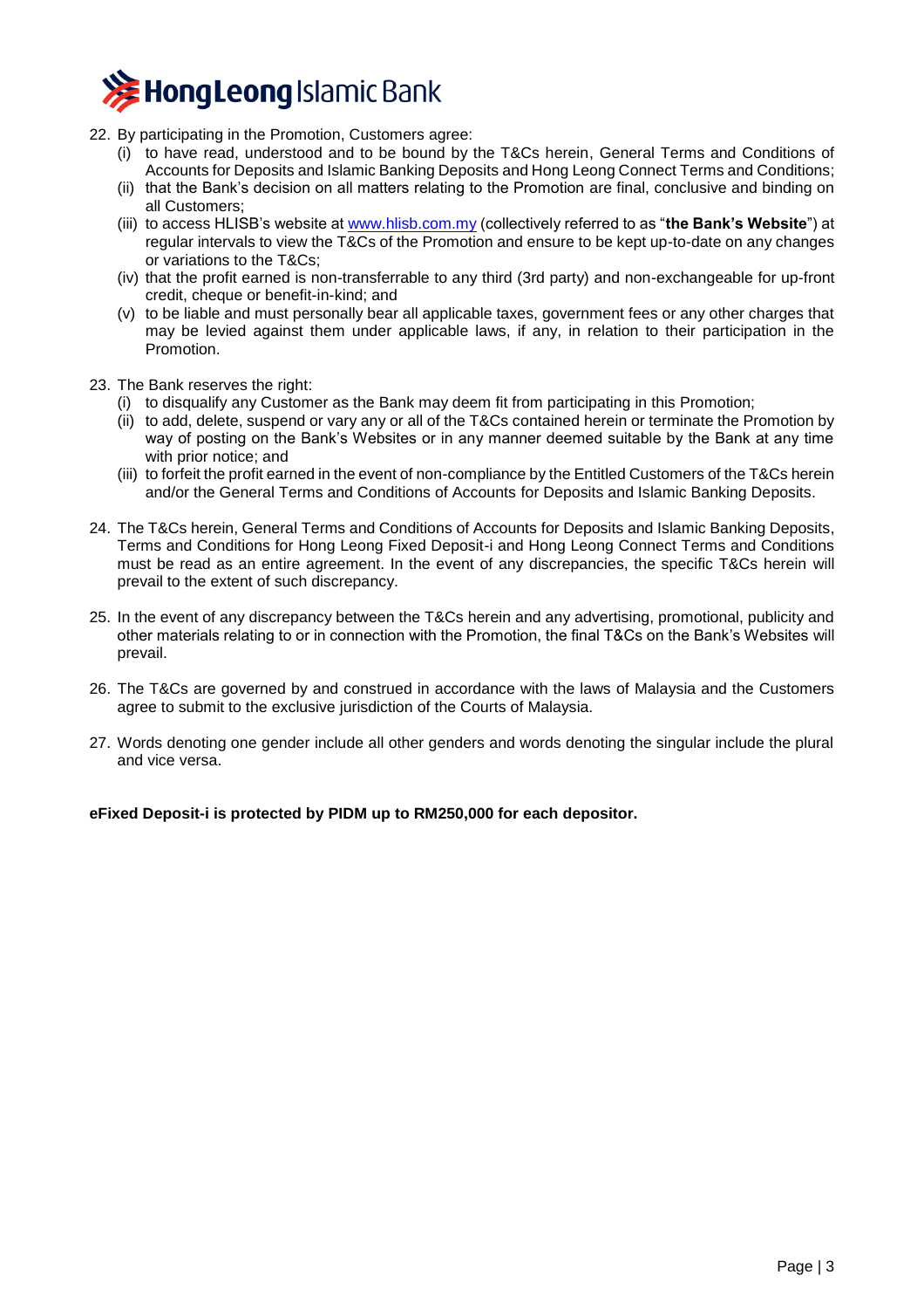22. By participating in the Promotion, Customers agree:
    (i) to have read, understood and to be bound by the T&Cs herein, General Terms and Conditions of Accounts for Deposits and Islamic Banking Deposits and Hong Leong Connect Terms and Conditions;
    (ii) that the Bank's decision on all matters relating to the Promotion are final, conclusive and binding on all Customers;
    (iii) to access HLISB's website at www.hlisb.com.my (collectively referred to as "**the Bank's Website**") at regular intervals to view the T&Cs of the Promotion and ensure to be kept up-to-date on any changes or variations to the T&Cs;
    (iv) that the profit earned is non-transferrable to any third (3rd party) and non-exchangeable for up-front credit, cheque or benefit-in-kind; and
    (v) to be liable and must personally bear all applicable taxes, government fees or any other charges that may be levied against them under applicable laws, if any, in relation to their participation in the Promotion.

23. The Bank reserves the right:
    (i) to disqualify any Customer as the Bank may deem fit from participating in this Promotion;
    (ii) to add, delete, suspend or vary any or all of the T&Cs contained herein or terminate the Promotion by way of posting on the Bank's Websites or in any manner deemed suitable by the Bank at any time with prior notice; and
    (iii) to forfeit the profit earned in the event of non-compliance by the Entitled Customers of the T&Cs herein and/or the General Terms and Conditions of Accounts for Deposits and Islamic Banking Deposits.

24. The T&Cs herein, General Terms and Conditions of Accounts for Deposits and Islamic Banking Deposits, Terms and Conditions for Hong Leong Fixed Deposit-i and Hong Leong Connect Terms and Conditions must be read as an entire agreement. In the event of any discrepancies, the specific T&Cs herein will prevail to the extent of such discrepancy.

25. In the event of any discrepancy between the T&Cs herein and any advertising, promotional, publicity and other materials relating to or in connection with the Promotion, the final T&Cs on the Bank's Websites will prevail.

26. The T&Cs are governed by and construed in accordance with the laws of Malaysia and the Customers agree to submit to the exclusive jurisdiction of the Courts of Malaysia.

27. Words denoting one gender include all other genders and words denoting the singular include the plural and vice versa.

**eFixed Deposit-i is protected by PIDM up to RM250,000 for each depositor.**